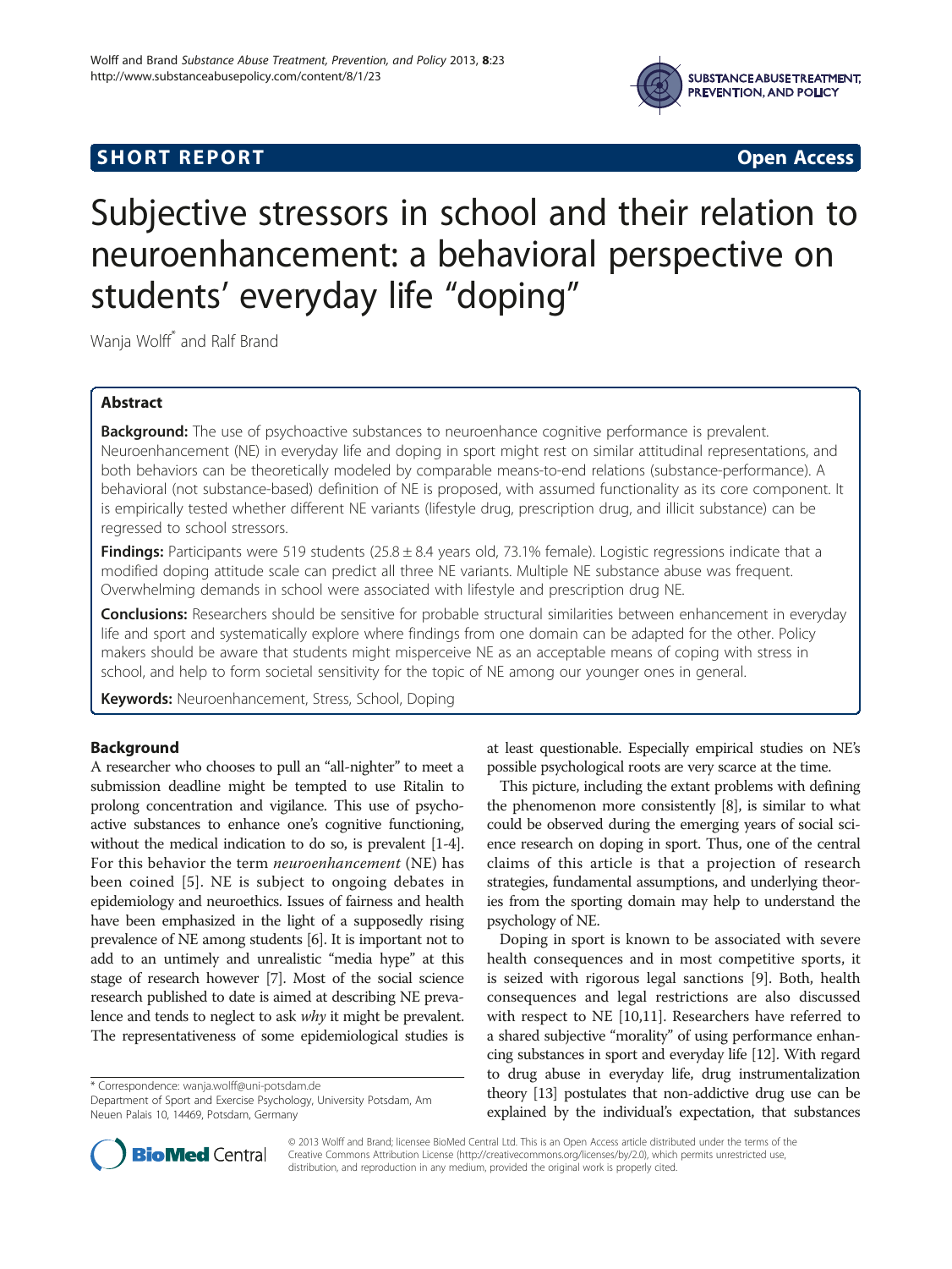**SHORT REPORT** **Open Access**

# Subjective stressors in school and their relation to neuroenhancement: a behavioral perspective on students' everyday life "doping"

Wanja Wolff* and Ralf Brand

## Abstract

**Background:** The use of psychoactive substances to neuroenhance cognitive performance is prevalent. Neuroenhancement (NE) in everyday life and doping in sport might rest on similar attitudinal representations, and both behaviors can be theoretically modeled by comparable means-to-end relations (substance-performance). A behavioral (not substance-based) definition of NE is proposed, with assumed functionality as its core component. It is empirically tested whether different NE variants (lifestyle drug, prescription drug, and illicit substance) can be regressed to school stressors.

**Findings:** Participants were 519 students (25.8 ± 8.4 years old, 73.1% female). Logistic regressions indicate that a modified doping attitude scale can predict all three NE variants. Multiple NE substance abuse was frequent. Overwhelming demands in school were associated with lifestyle and prescription drug NE.

**Conclusions:** Researchers should be sensitive for probable structural similarities between enhancement in everyday life and sport and systematically explore where findings from one domain can be adapted for the other. Policy makers should be aware that students might misperceive NE as an acceptable means of coping with stress in school, and help to form societal sensitivity for the topic of NE among our younger ones in general.

**Keywords:** Neuroenhancement, Stress, School, Doping

## Background

A researcher who chooses to pull an "all-nighter" to meet a submission deadline might be tempted to use Ritalin to prolong concentration and vigilance. This use of psychoactive substances to enhance one's cognitive functioning, without the medical indication to do so, is prevalent [1-4]. For this behavior the term *neuroenhancement* (NE) has been coined [5]. NE is subject to ongoing debates in epidemiology and neuroethics. Issues of fairness and health have been emphasized in the light of a supposedly rising prevalence of NE among students [6]. It is important not to add to an untimely and unrealistic "media hype" at this stage of research however [7]. Most of the social science research published to date is aimed at describing NE prevalence and tends to neglect to ask *why* it might be prevalent. The representativeness of some epidemiological studies is at least questionable. Especially empirical studies on NE's possible psychological roots are very scarce at the time.

This picture, including the extant problems with defining the phenomenon more consistently [8], is similar to what could be observed during the emerging years of social science research on doping in sport. Thus, one of the central claims of this article is that a projection of research strategies, fundamental assumptions, and underlying theories from the sporting domain may help to understand the psychology of NE.

Doping in sport is known to be associated with severe health consequences and in most competitive sports, it is seized with rigorous legal sanctions [9]. Both, health consequences and legal restrictions are also discussed with respect to NE [10,11]. Researchers have referred to a shared subjective "morality" of using performance enhancing substances in sport and everyday life [12]. With regard to drug abuse in everyday life, drug instrumentalization theory [13] postulates that non-addictive drug use can be explained by the individual's expectation, that substances

\* Correspondence: wanja.wolff@uni-potsdam.de
Department of Sport and Exercise Psychology, University Potsdam, Am Neuen Palais 10, 14469, Potsdam, Germany

© 2013 Wolff and Brand; licensee BioMed Central Ltd. This is an Open Access article distributed under the terms of the Creative Commons Attribution License (http://creativecommons.org/licenses/by/2.0), which permits unrestricted use, distribution, and reproduction in any medium, provided the original work is properly cited.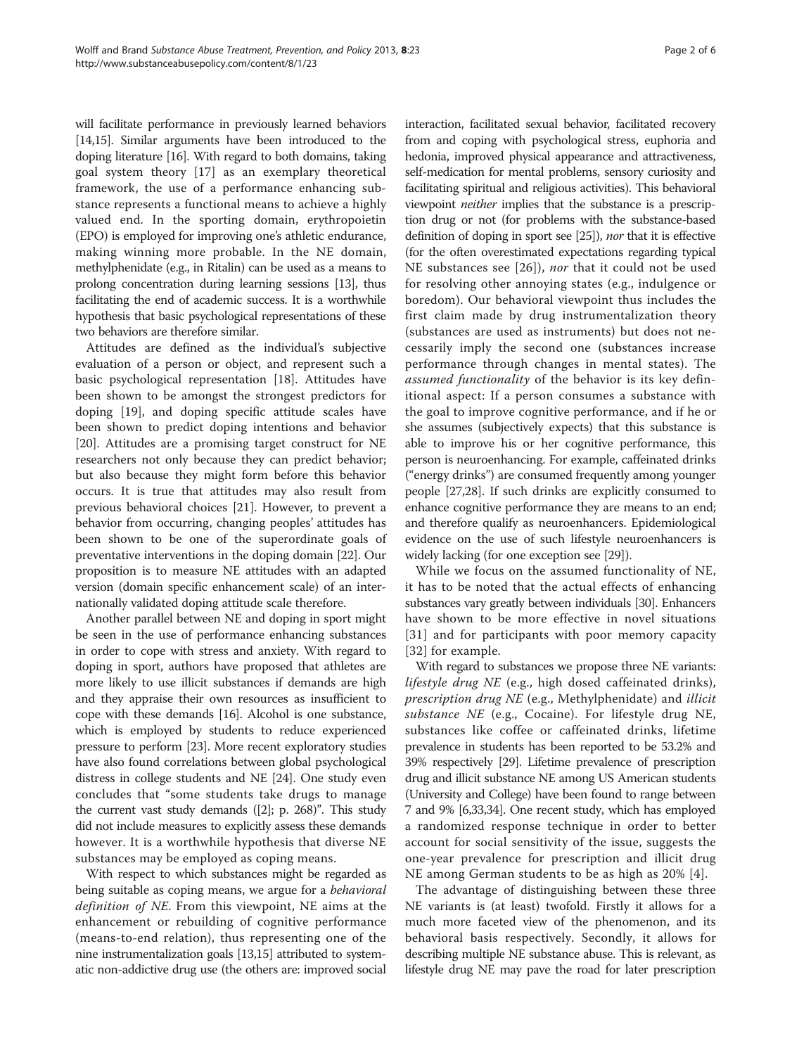will facilitate performance in previously learned behaviors [14,15]. Similar arguments have been introduced to the doping literature [16]. With regard to both domains, taking goal system theory [17] as an exemplary theoretical framework, the use of a performance enhancing substance represents a functional means to achieve a highly valued end. In the sporting domain, erythropoietin (EPO) is employed for improving one's athletic endurance, making winning more probable. In the NE domain, methylphenidate (e.g., in Ritalin) can be used as a means to prolong concentration during learning sessions [13], thus facilitating the end of academic success. It is a worthwhile hypothesis that basic psychological representations of these two behaviors are therefore similar.

Attitudes are defined as the individual's subjective evaluation of a person or object, and represent such a basic psychological representation [18]. Attitudes have been shown to be amongst the strongest predictors for doping [19], and doping specific attitude scales have been shown to predict doping intentions and behavior [20]. Attitudes are a promising target construct for NE researchers not only because they can predict behavior; but also because they might form before this behavior occurs. It is true that attitudes may also result from previous behavioral choices [21]. However, to prevent a behavior from occurring, changing peoples' attitudes has been shown to be one of the superordinate goals of preventative interventions in the doping domain [22]. Our proposition is to measure NE attitudes with an adapted version (domain specific enhancement scale) of an internationally validated doping attitude scale therefore.

Another parallel between NE and doping in sport might be seen in the use of performance enhancing substances in order to cope with stress and anxiety. With regard to doping in sport, authors have proposed that athletes are more likely to use illicit substances if demands are high and they appraise their own resources as insufficient to cope with these demands [16]. Alcohol is one substance, which is employed by students to reduce experienced pressure to perform [23]. More recent exploratory studies have also found correlations between global psychological distress in college students and NE [24]. One study even concludes that "some students take drugs to manage the current vast study demands ([2]; p. 268)". This study did not include measures to explicitly assess these demands however. It is a worthwhile hypothesis that diverse NE substances may be employed as coping means.

With respect to which substances might be regarded as being suitable as coping means, we argue for a *behavioral definition of NE*. From this viewpoint, NE aims at the enhancement or rebuilding of cognitive performance (means-to-end relation), thus representing one of the nine instrumentalization goals [13,15] attributed to systematic non-addictive drug use (the others are: improved social interaction, facilitated sexual behavior, facilitated recovery from and coping with psychological stress, euphoria and hedonia, improved physical appearance and attractiveness, self-medication for mental problems, sensory curiosity and facilitating spiritual and religious activities). This behavioral viewpoint *neither* implies that the substance is a prescription drug or not (for problems with the substance-based definition of doping in sport see [25]), *nor* that it is effective (for the often overestimated expectations regarding typical NE substances see [26]), *nor* that it could not be used for resolving other annoying states (e.g., indulgence or boredom). Our behavioral viewpoint thus includes the first claim made by drug instrumentalization theory (substances are used as instruments) but does not necessarily imply the second one (substances increase performance through changes in mental states). The *assumed functionality* of the behavior is its key definitional aspect: If a person consumes a substance with the goal to improve cognitive performance, and if he or she assumes (subjectively expects) that this substance is able to improve his or her cognitive performance, this person is neuroenhancing. For example, caffeinated drinks ("energy drinks") are consumed frequently among younger people [27,28]. If such drinks are explicitly consumed to enhance cognitive performance they are means to an end; and therefore qualify as neuroenhancers. Epidemiological evidence on the use of such lifestyle neuroenhancers is widely lacking (for one exception see [29]).

While we focus on the assumed functionality of NE, it has to be noted that the actual effects of enhancing substances vary greatly between individuals [30]. Enhancers have shown to be more effective in novel situations [31] and for participants with poor memory capacity [32] for example.

With regard to substances we propose three NE variants: *lifestyle drug NE* (e.g., high dosed caffeinated drinks), *prescription drug NE* (e.g., Methylphenidate) and *illicit substance NE* (e.g., Cocaine). For lifestyle drug NE, substances like coffee or caffeinated drinks, lifetime prevalence in students has been reported to be 53.2% and 39% respectively [29]. Lifetime prevalence of prescription drug and illicit substance NE among US American students (University and College) have been found to range between 7 and 9% [6,33,34]. One recent study, which has employed a randomized response technique in order to better account for social sensitivity of the issue, suggests the one-year prevalence for prescription and illicit drug NE among German students to be as high as 20% [4].

The advantage of distinguishing between these three NE variants is (at least) twofold. Firstly it allows for a much more faceted view of the phenomenon, and its behavioral basis respectively. Secondly, it allows for describing multiple NE substance abuse. This is relevant, as lifestyle drug NE may pave the road for later prescription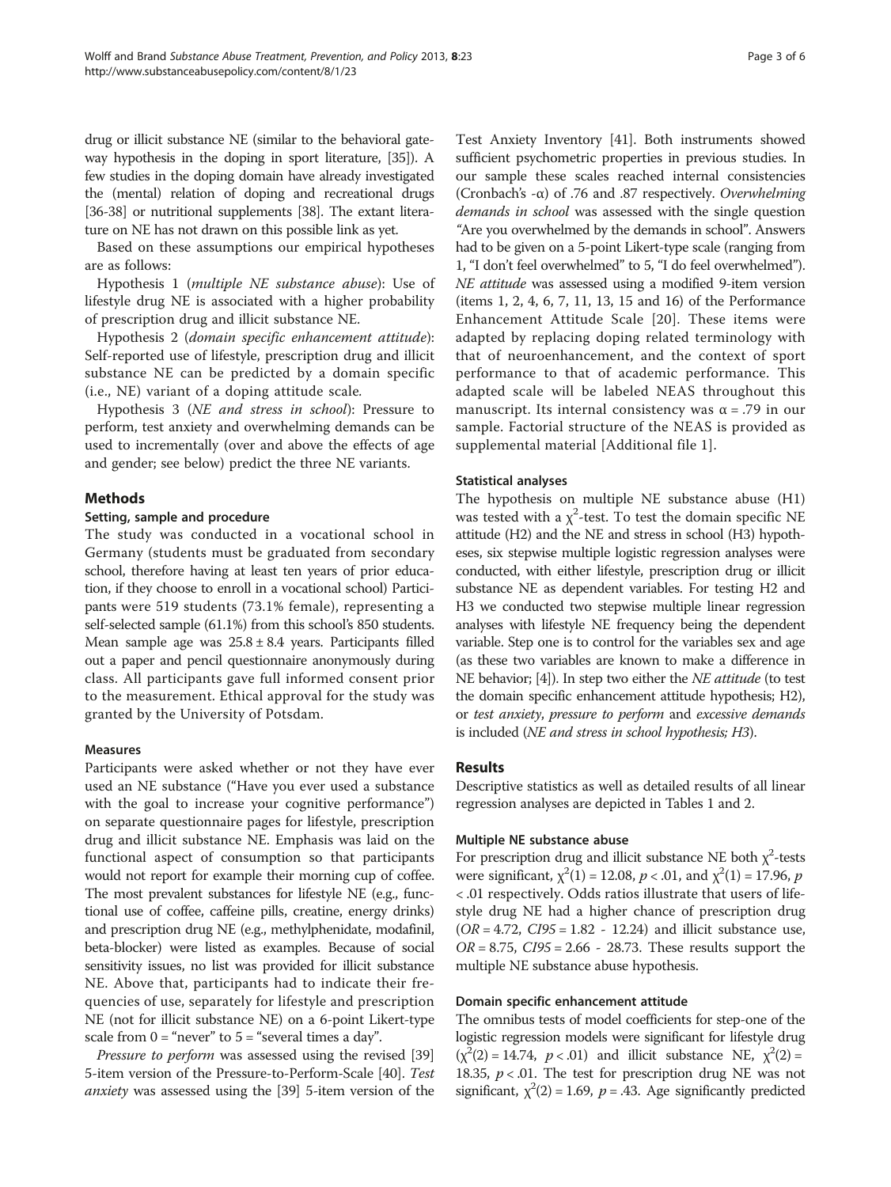drug or illicit substance NE (similar to the behavioral gateway hypothesis in the doping in sport literature, [35]). A few studies in the doping domain have already investigated the (mental) relation of doping and recreational drugs [36-38] or nutritional supplements [38]. The extant literature on NE has not drawn on this possible link as yet.

Based on these assumptions our empirical hypotheses are as follows:

Hypothesis 1 (*multiple NE substance abuse*): Use of lifestyle drug NE is associated with a higher probability of prescription drug and illicit substance NE.

Hypothesis 2 (*domain specific enhancement attitude*): Self-reported use of lifestyle, prescription drug and illicit substance NE can be predicted by a domain specific (i.e., NE) variant of a doping attitude scale.

Hypothesis 3 (*NE and stress in school*): Pressure to perform, test anxiety and overwhelming demands can be used to incrementally (over and above the effects of age and gender; see below) predict the three NE variants.

## Methods

### Setting, sample and procedure

The study was conducted in a vocational school in Germany (students must be graduated from secondary school, therefore having at least ten years of prior education, if they choose to enroll in a vocational school) Participants were 519 students (73.1% female), representing a self-selected sample (61.1%) from this school's 850 students. Mean sample age was $25.8 \pm 8.4$ years. Participants filled out a paper and pencil questionnaire anonymously during class. All participants gave full informed consent prior to the measurement. Ethical approval for the study was granted by the University of Potsdam.

### Measures

Participants were asked whether or not they have ever used an NE substance ("Have you ever used a substance with the goal to increase your cognitive performance") on separate questionnaire pages for lifestyle, prescription drug and illicit substance NE. Emphasis was laid on the functional aspect of consumption so that participants would not report for example their morning cup of coffee. The most prevalent substances for lifestyle NE (e.g., functional use of coffee, caffeine pills, creatine, energy drinks) and prescription drug NE (e.g., methylphenidate, modafinil, beta-blocker) were listed as examples. Because of social sensitivity issues, no list was provided for illicit substance NE. Above that, participants had to indicate their frequencies of use, separately for lifestyle and prescription NE (not for illicit substance NE) on a 6-point Likert-type scale from 0 = "never" to 5 = "several times a day".

*Pressure to perform* was assessed using the revised [39] 5-item version of the Pressure-to-Perform-Scale [40]. *Test anxiety* was assessed using the [39] 5-item version of the Test Anxiety Inventory [41]. Both instruments showed sufficient psychometric properties in previous studies. In our sample these scales reached internal consistencies (Cronbach's -α) of .76 and .87 respectively. *Overwhelming demands in school* was assessed with the single question *"*Are you overwhelmed by the demands in school". Answers had to be given on a 5-point Likert-type scale (ranging from 1, "I don't feel overwhelmed" to 5, "I do feel overwhelmed"). *NE attitude* was assessed using a modified 9-item version (items 1, 2, 4, 6, 7, 11, 13, 15 and 16) of the Performance Enhancement Attitude Scale [20]. These items were adapted by replacing doping related terminology with that of neuroenhancement, and the context of sport performance to that of academic performance. This adapted scale will be labeled NEAS throughout this manuscript. Its internal consistency was α = .79 in our sample. Factorial structure of the NEAS is provided as supplemental material [Additional file 1].

### Statistical analyses

The hypothesis on multiple NE substance abuse (H1) was tested with a $\chi^2$-test. To test the domain specific NE attitude (H2) and the NE and stress in school (H3) hypotheses, six stepwise multiple logistic regression analyses were conducted, with either lifestyle, prescription drug or illicit substance NE as dependent variables. For testing H2 and H3 we conducted two stepwise multiple linear regression analyses with lifestyle NE frequency being the dependent variable. Step one is to control for the variables sex and age (as these two variables are known to make a difference in NE behavior; [4]). In step two either the *NE attitude* (to test the domain specific enhancement attitude hypothesis; H2), or *test anxiety*, *pressure to perform* and *excessive demands* is included (*NE and stress in school hypothesis; H3*).

## Results

Descriptive statistics as well as detailed results of all linear regression analyses are depicted in Tables 1 and 2.

### Multiple NE substance abuse

For prescription drug and illicit substance NE both $\chi^2$-tests were significant, $\chi^2(1) = 12.08$, $p < .01$, and $\chi^2(1) = 17.96$, $p < .01$ respectively. Odds ratios illustrate that users of lifestyle drug NE had a higher chance of prescription drug ($OR = 4.72$, $CI95 = 1.82$ - $12.24$) and illicit substance use, $OR = 8.75$, $CI95 = 2.66$ - $28.73$. These results support the multiple NE substance abuse hypothesis.

### Domain specific enhancement attitude

The omnibus tests of model coefficients for step-one of the logistic regression models were significant for lifestyle drug ($\chi^2(2) = 14.74$, $p < .01$) and illicit substance NE, $\chi^2(2) = 18.35$, $p < .01$. The test for prescription drug NE was not significant, $\chi^2(2) = 1.69$, $p = .43$. Age significantly predicted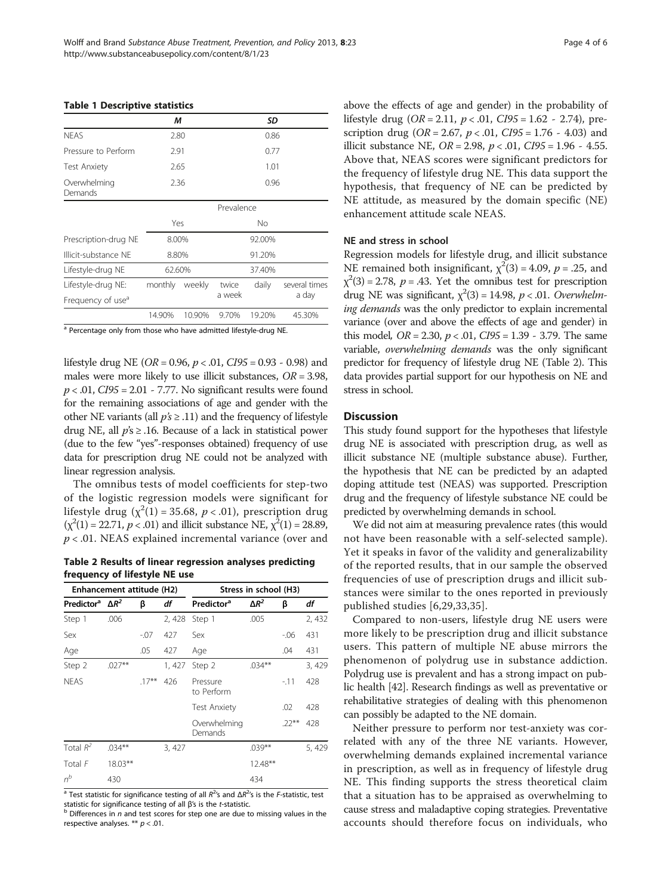**Table 1 Descriptive statistics**

| | *M* | | *SD* | | |
|---|---|---|---|---|---|
| NEAS | 2.80 | | 0.86 | | |
| Pressure to Perform | 2.91 | | 0.77 | | |
| Test Anxiety | 2.65 | | 1.01 | | |
| Overwhelming Demands | 2.36 | | 0.96 | | |
| | Prevalence | | | | |
| | Yes | | No | | |
| Prescription-drug NE | 8.00% | | 92.00% | | |
| Illicit-substance NE | 8.80% | | 91.20% | | |
| Lifestyle-drug NE | 62.60% | | 37.40% | | |
| Lifestyle-drug NE: Frequency of use[a] | monthly | weekly | twice a week | daily | several times a day |
| | 14.90% | 10.90% | 9.70% | 19.20% | 45.30% |

[a] Percentage only from those who have admitted lifestyle-drug NE.

lifestyle drug NE ($OR$ = 0.96, $p$ < .01, $CI95$ = 0.93 - 0.98) and males were more likely to use illicit substances, $OR$ = 3.98, $p$ < .01, $CI95$ = 2.01 - 7.77. No significant results were found for the remaining associations of age and gender with the other NE variants (all $p$'s ≥ .11) and the frequency of lifestyle drug NE, all $p$'s ≥ .16. Because of a lack in statistical power (due to the few "yes"-responses obtained) frequency of use data for prescription drug NE could not be analyzed with linear regression analysis.

The omnibus tests of model coefficients for step-two of the logistic regression models were significant for lifestyle drug ($\chi^2(1)$ = 35.68, $p$ < .01), prescription drug ($\chi^2(1)$ = 22.71, $p$ < .01) and illicit substance NE, $\chi^2(1)$ = 28.89, $p$ < .01. NEAS explained incremental variance (over and above the effects of age and gender) in the probability of lifestyle drug ($OR$ = 2.11, $p$ < .01, $CI95$ = 1.62 - 2.74), prescription drug ($OR$ = 2.67, $p$ < .01, $CI95$ = 1.76 - 4.03) and illicit substance NE, $OR$ = 2.98, $p$ < .01, $CI95$ = 1.96 - 4.55. Above that, NEAS scores were significant predictors for the frequency of lifestyle drug NE. This data support the hypothesis, that frequency of NE can be predicted by NE attitude, as measured by the domain specific (NE) enhancement attitude scale NEAS.

**Table 2 Results of linear regression analyses predicting frequency of lifestyle NE use**

| Enhancement attitude (H2) | | | | Stress in school (H3) | | | |
|---|---|---|---|---|---|---|---|
| **Predictor[a]** | $\Delta R^2$ | **β** | *df* | **Predictor[a]** | $\Delta R^2$ | **β** | *df* |
| Step 1 | .006 | | 2, 428 | Step 1 | .005 | | 2, 432 |
| Sex | | -.07 | 427 | Sex | | -.06 | 431 |
| Age | | .05 | 427 | Age | | .04 | 431 |
| Step 2 | .027** | | 1, 427 | Step 2 | .034** | | 3, 429 |
| NEAS | | .17** | 426 | Pressure to Perform | | -.11 | 428 |
| | | | | Test Anxiety | | .02 | 428 |
| | | | | Overwhelming Demands | | .22** | 428 |
| Total $R^2$ | .034** | | 3, 427 | | .039** | | 5, 429 |
| Total $F$ | 18.03** | | | | 12.48** | | |
| $n$[b] | 430 | | | | 434 | | |

[a] Test statistic for significance testing of all $R^2$'s and $\Delta R^2$'s is the $F$-statistic, test statistic for significance testing of all β's is the $t$-statistic.
[b] Differences in $n$ and test scores for step one are due to missing values in the respective analyses. ** $p$ < .01.

### NE and stress in school

Regression models for lifestyle drug, and illicit substance NE remained both insignificant, $\chi^2(3)$ = 4.09, $p$ = .25, and $\chi^2(3)$ = 2.78, $p$ = .43. Yet the omnibus test for prescription drug NE was significant, $\chi^2(3)$ = 14.98, $p$ < .01. *Overwhelming demands* was the only predictor to explain incremental variance (over and above the effects of age and gender) in this model, $OR$ = 2.30, $p$ < .01, $CI95$ = 1.39 - 3.79. The same variable, *overwhelming demands* was the only significant predictor for frequency of lifestyle drug NE (Table 2). This data provides partial support for our hypothesis on NE and stress in school.

## Discussion

This study found support for the hypotheses that lifestyle drug NE is associated with prescription drug, as well as illicit substance NE (multiple substance abuse). Further, the hypothesis that NE can be predicted by an adapted doping attitude test (NEAS) was supported. Prescription drug and the frequency of lifestyle substance NE could be predicted by overwhelming demands in school.

We did not aim at measuring prevalence rates (this would not have been reasonable with a self-selected sample). Yet it speaks in favor of the validity and generalizability of the reported results, that in our sample the observed frequencies of use of prescription drugs and illicit substances were similar to the ones reported in previously published studies [6,29,33,35].

Compared to non-users, lifestyle drug NE users were more likely to be prescription drug and illicit substance users. This pattern of multiple NE abuse mirrors the phenomenon of polydrug use in substance addiction. Polydrug use is prevalent and has a strong impact on public health [42]. Research findings as well as preventative or rehabilitative strategies of dealing with this phenomenon can possibly be adapted to the NE domain.

Neither pressure to perform nor test-anxiety was correlated with any of the three NE variants. However, overwhelming demands explained incremental variance in prescription, as well as in frequency of lifestyle drug NE. This finding supports the stress theoretical claim that a situation has to be appraised as overwhelming to cause stress and maladaptive coping strategies. Preventative accounts should therefore focus on individuals, who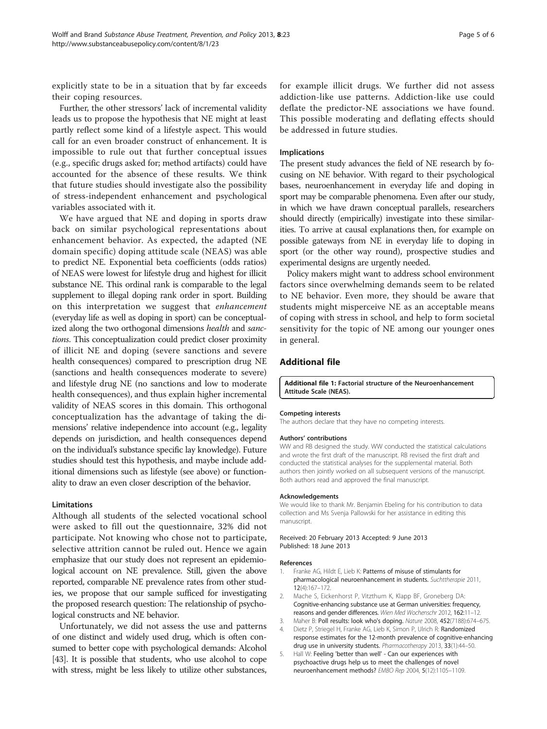explicitly state to be in a situation that by far exceeds their coping resources.

Further, the other stressors' lack of incremental validity leads us to propose the hypothesis that NE might at least partly reflect some kind of a lifestyle aspect. This would call for an even broader construct of enhancement. It is impossible to rule out that further conceptual issues (e.g., specific drugs asked for; method artifacts) could have accounted for the absence of these results. We think that future studies should investigate also the possibility of stress-independent enhancement and psychological variables associated with it.

We have argued that NE and doping in sports draw back on similar psychological representations about enhancement behavior. As expected, the adapted (NE domain specific) doping attitude scale (NEAS) was able to predict NE. Exponential beta coefficients (odds ratios) of NEAS were lowest for lifestyle drug and highest for illicit substance NE. This ordinal rank is comparable to the legal supplement to illegal doping rank order in sport. Building on this interpretation we suggest that *enhancement* (everyday life as well as doping in sport) can be conceptualized along the two orthogonal dimensions *health* and *sanctions*. This conceptualization could predict closer proximity of illicit NE and doping (severe sanctions and severe health consequences) compared to prescription drug NE (sanctions and health consequences moderate to severe) and lifestyle drug NE (no sanctions and low to moderate health consequences), and thus explain higher incremental validity of NEAS scores in this domain. This orthogonal conceptualization has the advantage of taking the dimensions' relative independence into account (e.g., legality depends on jurisdiction, and health consequences depend on the individual's substance specific lay knowledge). Future studies should test this hypothesis, and maybe include additional dimensions such as lifestyle (see above) or functionality to draw an even closer description of the behavior.

### Limitations

Although all students of the selected vocational school were asked to fill out the questionnaire, 32% did not participate. Not knowing who chose not to participate, selective attrition cannot be ruled out. Hence we again emphasize that our study does not represent an epidemiological account on NE prevalence. Still, given the above reported, comparable NE prevalence rates from other studies, we propose that our sample sufficed for investigating the proposed research question: The relationship of psychological constructs and NE behavior.

Unfortunately, we did not assess the use and patterns of one distinct and widely used drug, which is often consumed to better cope with psychological demands: Alcohol [43]. It is possible that students, who use alcohol to cope with stress, might be less likely to utilize other substances, for example illicit drugs. We further did not assess addiction-like use patterns. Addiction-like use could deflate the predictor-NE associations we have found. This possible moderating and deflating effects should be addressed in future studies.

### Implications

The present study advances the field of NE research by focusing on NE behavior. With regard to their psychological bases, neuroenhancement in everyday life and doping in sport may be comparable phenomena. Even after our study, in which we have drawn conceptual parallels, researchers should directly (empirically) investigate into these similarities. To arrive at causal explanations then, for example on possible gateways from NE in everyday life to doping in sport (or the other way round), prospective studies and experimental designs are urgently needed.

Policy makers might want to address school environment factors since overwhelming demands seem to be related to NE behavior. Even more, they should be aware that students might misperceive NE as an acceptable means of coping with stress in school, and help to form societal sensitivity for the topic of NE among our younger ones in general.

## Additional file

**Additional file 1: Factorial structure of the Neuroenhancement Attitude Scale (NEAS).**

#### Competing interests

The authors declare that they have no competing interests.

#### Authors' contributions

WW and RB designed the study. WW conducted the statistical calculations and wrote the first draft of the manuscript. RB revised the first draft and conducted the statistical analyses for the supplemental material. Both authors then jointly worked on all subsequent versions of the manuscript. Both authors read and approved the final manuscript.

#### Acknowledgements

We would like to thank Mr. Benjamin Ebeling for his contribution to data collection and Ms Svenja Pallowski for her assistance in editing this manuscript.

Received: 20 February 2013 Accepted: 9 June 2013
Published: 18 June 2013

#### References

1. Franke AG, Hildt E, Lieb K: **Patterns of misuse of stimulants for pharmacological neuroenhancement in students.** *Suchttherapie* 2011, **12**(4):167–172.
2. Mache S, Eickenhorst P, Vitzthum K, Klapp BF, Groneberg DA: **Cognitive-enhancing substance use at German universities: frequency, reasons and gender differences.** *Wien Med Wochenschr* 2012, **162**:11–12.
3. Maher B: **Poll results: look who's doping.** *Nature* 2008, **452**(7188):674–675.
4. Dietz P, Striegel H, Franke AG, Lieb K, Simon P, Ulrich R: **Randomized response estimates for the 12-month prevalence of cognitive-enhancing drug use in university students.** *Pharmacotherapy* 2013, **33**(1):44–50.
5. Hall W: **Feeling 'better than well' - Can our experiences with psychoactive drugs help us to meet the challenges of novel neuroenhancement methods?** *EMBO Rep* 2004, **5**(12):1105–1109.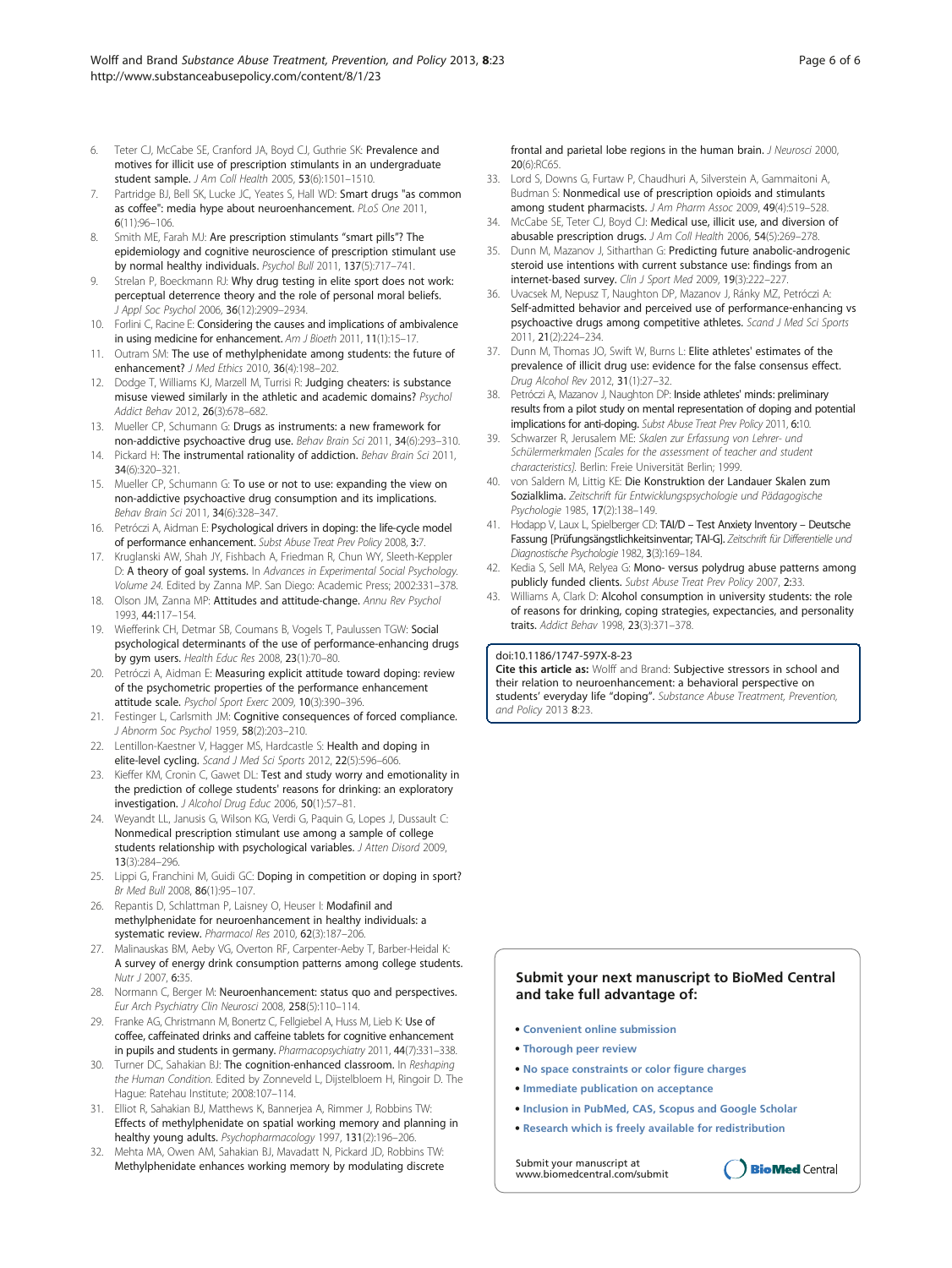6. Teter CJ, McCabe SE, Cranford JA, Boyd CJ, Guthrie SK: **Prevalence and motives for illicit use of prescription stimulants in an undergraduate student sample.** *J Am Coll Health* 2005, **53**(6):1501–1510.
7. Partridge BJ, Bell SK, Lucke JC, Yeates S, Hall WD: **Smart drugs "as common as coffee": media hype about neuroenhancement.** *PLoS One* 2011, **6**(11):96–106.
8. Smith ME, Farah MJ: **Are prescription stimulants "smart pills"? The epidemiology and cognitive neuroscience of prescription stimulant use by normal healthy individuals.** *Psychol Bull* 2011, **137**(5):717–741.
9. Strelan P, Boeckmann RJ: **Why drug testing in elite sport does not work: perceptual deterrence theory and the role of personal moral beliefs.** *J Appl Soc Psychol* 2006, **36**(12):2909–2934.
10. Forlini C, Racine E: **Considering the causes and implications of ambivalence in using medicine for enhancement.** *Am J Bioeth* 2011, **11**(1):15–17.
11. Outram SM: **The use of methylphenidate among students: the future of enhancement?** *J Med Ethics* 2010, **36**(4):198–202.
12. Dodge T, Williams KJ, Marzell M, Turrisi R: **Judging cheaters: is substance misuse viewed similarly in the athletic and academic domains?** *Psychol Addict Behav* 2012, **26**(3):678–682.
13. Mueller CP, Schumann G: **Drugs as instruments: a new framework for non-addictive psychoactive drug use.** *Behav Brain Sci* 2011, **34**(6):293–310.
14. Pickard H: **The instrumental rationality of addiction.** *Behav Brain Sci* 2011, **34**(6):320–321.
15. Mueller CP, Schumann G: **To use or not to use: expanding the view on non-addictive psychoactive drug consumption and its implications.** *Behav Brain Sci* 2011, **34**(6):328–347.
16. Petróczi A, Aidman E: **Psychological drivers in doping: the life-cycle model of performance enhancement.** *Subst Abuse Treat Prev Policy* 2008, **3**:7.
17. Kruglanski AW, Shah JY, Fishbach A, Friedman R, Chun WY, Sleeth-Keppler D: **A theory of goal systems.** In *Advances in Experimental Social Psychology. Volume 24.* Edited by Zanna MP. San Diego: Academic Press; 2002:331–378.
18. Olson JM, Zanna MP: **Attitudes and attitude-change.** *Annu Rev Psychol* 1993, **44**:117–154.
19. Wiefferink CH, Detmar SB, Coumans B, Vogels T, Paulussen TGW: **Social psychological determinants of the use of performance-enhancing drugs by gym users.** *Health Educ Res* 2008, **23**(1):70–80.
20. Petróczi A, Aidman E: **Measuring explicit attitude toward doping: review of the psychometric properties of the performance enhancement attitude scale.** *Psychol Sport Exerc* 2009, **10**(3):390–396.
21. Festinger L, Carlsmith JM: **Cognitive consequences of forced compliance.** *J Abnorm Soc Psychol* 1959, **58**(2):203–210.
22. Lentillon-Kaestner V, Hagger MS, Hardcastle S: **Health and doping in elite-level cycling.** *Scand J Med Sci Sports* 2012, **22**(5):596–606.
23. Kieffer KM, Cronin C, Gawet DL: **Test and study worry and emotionality in the prediction of college students' reasons for drinking: an exploratory investigation.** *J Alcohol Drug Educ* 2006, **50**(1):57–81.
24. Weyandt LL, Janusis G, Wilson KG, Verdi G, Paquin G, Lopes J, Dussault C: **Nonmedical prescription stimulant use among a sample of college students relationship with psychological variables.** *J Atten Disord* 2009, **13**(3):284–296.
25. Lippi G, Franchini M, Guidi GC: **Doping in competition or doping in sport?** *Br Med Bull* 2008, **86**(1):95–107.
26. Repantis D, Schlattman P, Laisney O, Heuser I: **Modafinil and methylphenidate for neuroenhancement in healthy individuals: a systematic review.** *Pharmacol Res* 2010, **62**(3):187–206.
27. Malinauskas BM, Aeby VG, Overton RF, Carpenter-Aeby T, Barber-Heidal K: **A survey of energy drink consumption patterns among college students.** *Nutr J* 2007, **6**:35.
28. Normann C, Berger M: **Neuroenhancement: status quo and perspectives.** *Eur Arch Psychiatry Clin Neurosci* 2008, **258**(5):110–114.
29. Franke AG, Christmann M, Bonertz C, Fellgiebel A, Huss M, Lieb K: **Use of coffee, caffeinated drinks and caffeine tablets for cognitive enhancement in pupils and students in germany.** *Pharmacopsychiatry* 2011, **44**(7):331–338.
30. Turner DC, Sahakian BJ: **The cognition-enhanced classroom.** In *Reshaping the Human Condition.* Edited by Zonneveld L, Dijstelbloem H, Ringoir D. The Hague: Ratehau Institute; 2008:107–114.
31. Elliot R, Sahakian BJ, Matthews K, Bannerjea A, Rimmer J, Robbins TW: **Effects of methylphenidate on spatial working memory and planning in healthy young adults.** *Psychopharmacology* 1997, **131**(2):196–206.
32. Mehta MA, Owen AM, Sahakian BJ, Mavadatt N, Pickard JD, Robbins TW: **Methylphenidate enhances working memory by modulating discrete frontal and parietal lobe regions in the human brain.** *J Neurosci* 2000, **20**(6):RC65.
33. Lord S, Downs G, Furtaw P, Chaudhuri A, Silverstein A, Gammaitoni A, Budman S: **Nonmedical use of prescription opioids and stimulants among student pharmacists.** *J Am Pharm Assoc* 2009, **49**(4):519–528.
34. McCabe SE, Teter CJ, Boyd CJ: **Medical use, illicit use, and diversion of abusable prescription drugs.** *J Am Coll Health* 2006, **54**(5):269–278.
35. Dunn M, Mazanov J, Sitharthan G: **Predicting future anabolic-androgenic steroid use intentions with current substance use: findings from an internet-based survey.** *Clin J Sport Med* 2009, **19**(3):222–227.
36. Uvacsek M, Nepusz T, Naughton DP, Mazanov J, Ránky MZ, Petróczi A: **Self-admitted behavior and perceived use of performance-enhancing vs psychoactive drugs among competitive athletes.** *Scand J Med Sci Sports* 2011, **21**(2):224–234.
37. Dunn M, Thomas JO, Swift W, Burns L: **Elite athletes' estimates of the prevalence of illicit drug use: evidence for the false consensus effect.** *Drug Alcohol Rev* 2012, **31**(1):27–32.
38. Petróczi A, Mazanov J, Naughton DP: **Inside athletes' minds: preliminary results from a pilot study on mental representation of doping and potential implications for anti-doping.** *Subst Abuse Treat Prev Policy* 2011, **6**:10.
39. Schwarzer R, Jerusalem ME: *Skalen zur Erfassung von Lehrer- und Schülermerkmalen [Scales for the assessment of teacher and student characteristics].* Berlin: Freie Universität Berlin; 1999.
40. von Saldern M, Littig KE: **Die Konstruktion der Landauer Skalen zum Sozialklima.** *Zeitschrift für Entwicklungspsychologie und Pädagogische Psychologie* 1985, **17**(2):138–149.
41. Hodapp V, Laux L, Spielberger CD: **TAI/D – Test Anxiety Inventory – Deutsche Fassung [Prüfungsängstlichkeitsinventar; TAI-G].** *Zeitschrift für Differentielle und Diagnostische Psychologie* 1982, **3**(3):169–184.
42. Kedia S, Sell MA, Relyea G: **Mono- versus polydrug abuse patterns among publicly funded clients.** *Subst Abuse Treat Prev Policy* 2007, **2**:33.
43. Williams A, Clark D: **Alcohol consumption in university students: the role of reasons for drinking, coping strategies, expectancies, and personality traits.** *Addict Behav* 1998, **23**(3):371–378.

doi:10.1186/1747-597X-8-23

**Cite this article as:** Wolff and Brand: Subjective stressors in school and their relation to neuroenhancement: a behavioral perspective on students' everyday life "doping". *Substance Abuse Treatment, Prevention, and Policy* 2013 **8**:23.